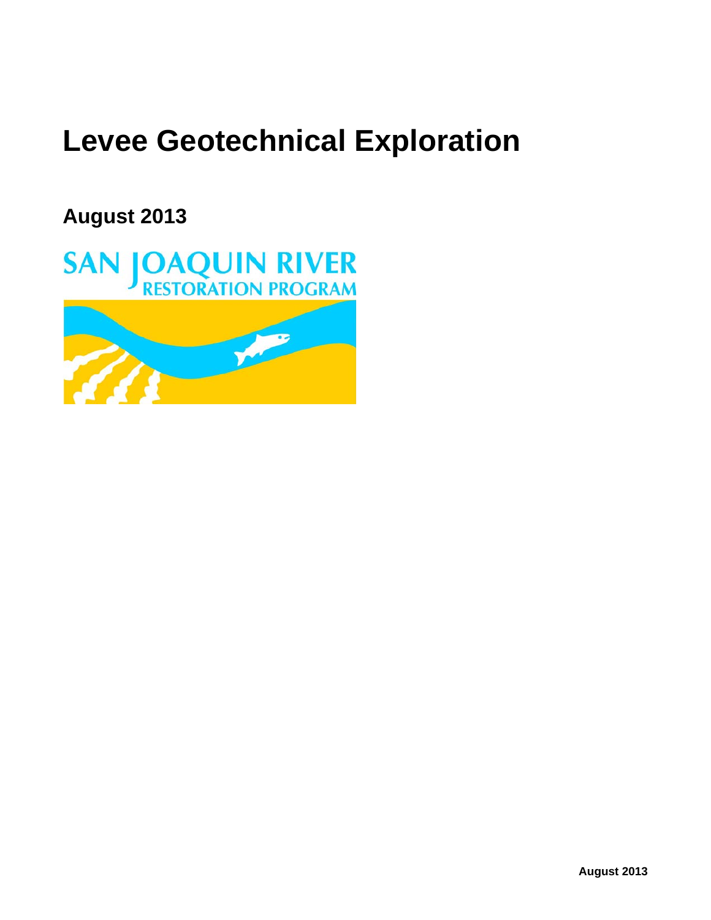# Levee Geotechnical Exploration

## August 2013

SAN JOAQUIN RIVER
RESTORATION PROGRAM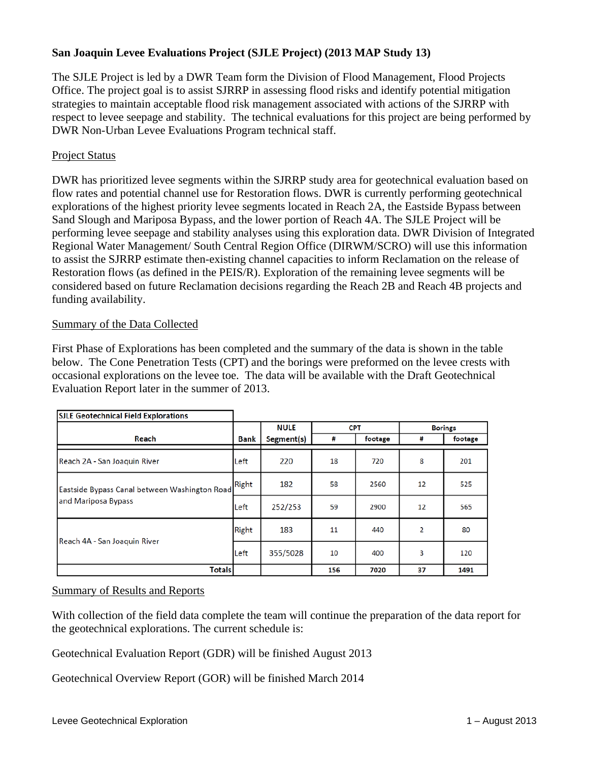## San Joaquin Levee Evaluations Project (SJLE Project) (2013 MAP Study 13)

The SJLE Project is led by a DWR Team form the Division of Flood Management, Flood Projects Office. The project goal is to assist SJRRP in assessing flood risks and identify potential mitigation strategies to maintain acceptable flood risk management associated with actions of the SJRRP with respect to levee seepage and stability. The technical evaluations for this project are being performed by DWR Non-Urban Levee Evaluations Program technical staff.

### Project Status

DWR has prioritized levee segments within the SJRRP study area for geotechnical evaluation based on flow rates and potential channel use for Restoration flows. DWR is currently performing geotechnical explorations of the highest priority levee segments located in Reach 2A, the Eastside Bypass between Sand Slough and Mariposa Bypass, and the lower portion of Reach 4A. The SJLE Project will be performing levee seepage and stability analyses using this exploration data. DWR Division of Integrated Regional Water Management/ South Central Region Office (DIRWM/SCRO) will use this information to assist the SJRRP estimate then-existing channel capacities to inform Reclamation on the release of Restoration flows (as defined in the PEIS/R). Exploration of the remaining levee segments will be considered based on future Reclamation decisions regarding the Reach 2B and Reach 4B projects and funding availability.

### Summary of the Data Collected

First Phase of Explorations has been completed and the summary of the data is shown in the table below. The Cone Penetration Tests (CPT) and the borings were preformed on the levee crests with occasional explorations on the levee toe. The data will be available with the Draft Geotechnical Evaluation Report later in the summer of 2013.

| SJLE Geotechnical Field Explorations | | | | | | |
|---|---|---|---|---|---|---|
| | | NULE | CPT | | Borings | |
| Reach | Bank | Segment(s) | # | footage | # | footage |
| Reach 2A - San Joaquin River | Left | 220 | 18 | 720 | 8 | 201 |
| Eastside Bypass Canal between Washington Road and Mariposa Bypass | Right | 182 | 58 | 2560 | 12 | 525 |
| | Left | 252/253 | 59 | 2900 | 12 | 565 |
| Reach 4A - San Joaquin River | Right | 183 | 11 | 440 | 2 | 80 |
| | Left | 355/5028 | 10 | 400 | 3 | 120 |
| **Totals** | | | **156** | **7020** | **37** | **1491** |

### Summary of Results and Reports

With collection of the field data complete the team will continue the preparation of the data report for the geotechnical explorations. The current schedule is:

Geotechnical Evaluation Report (GDR) will be finished August 2013

Geotechnical Overview Report (GOR) will be finished March 2014